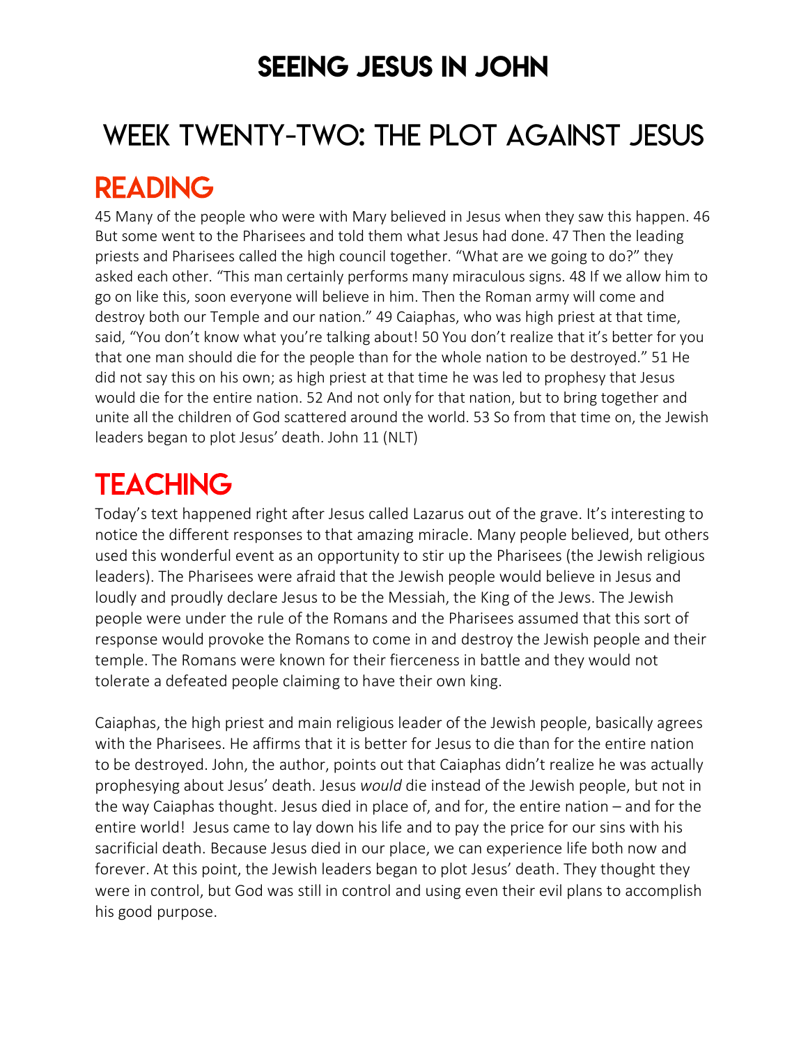# SEEING JESUS IN JOHN

## WEEK TWENTY-TWO: THE PLOT AGAINST JESUS

## READING

45 Many of the people who were with Mary believed in Jesus when they saw this happen. 46 But some went to the Pharisees and told them what Jesus had done. 47 Then the leading priests and Pharisees called the high council together. "What are we going to do?" they asked each other. "This man certainly performs many miraculous signs. 48 If we allow him to go on like this, soon everyone will believe in him. Then the Roman army will come and destroy both our Temple and our nation." 49 Caiaphas, who was high priest at that time, said, "You don't know what you're talking about! 50 You don't realize that it's better for you that one man should die for the people than for the whole nation to be destroyed." 51 He did not say this on his own; as high priest at that time he was led to prophesy that Jesus would die for the entire nation. 52 And not only for that nation, but to bring together and unite all the children of God scattered around the world. 53 So from that time on, the Jewish leaders began to plot Jesus' death. John 11 (NLT)

## TEACHING

Today's text happened right after Jesus called Lazarus out of the grave. It's interesting to notice the different responses to that amazing miracle. Many people believed, but others used this wonderful event as an opportunity to stir up the Pharisees (the Jewish religious leaders). The Pharisees were afraid that the Jewish people would believe in Jesus and loudly and proudly declare Jesus to be the Messiah, the King of the Jews. The Jewish people were under the rule of the Romans and the Pharisees assumed that this sort of response would provoke the Romans to come in and destroy the Jewish people and their temple. The Romans were known for their fierceness in battle and they would not tolerate a defeated people claiming to have their own king.

Caiaphas, the high priest and main religious leader of the Jewish people, basically agrees with the Pharisees. He affirms that it is better for Jesus to die than for the entire nation to be destroyed. John, the author, points out that Caiaphas didn't realize he was actually prophesying about Jesus' death. Jesus *would* die instead of the Jewish people, but not in the way Caiaphas thought. Jesus died in place of, and for, the entire nation – and for the entire world! Jesus came to lay down his life and to pay the price for our sins with his sacrificial death. Because Jesus died in our place, we can experience life both now and forever. At this point, the Jewish leaders began to plot Jesus' death. They thought they were in control, but God was still in control and using even their evil plans to accomplish his good purpose.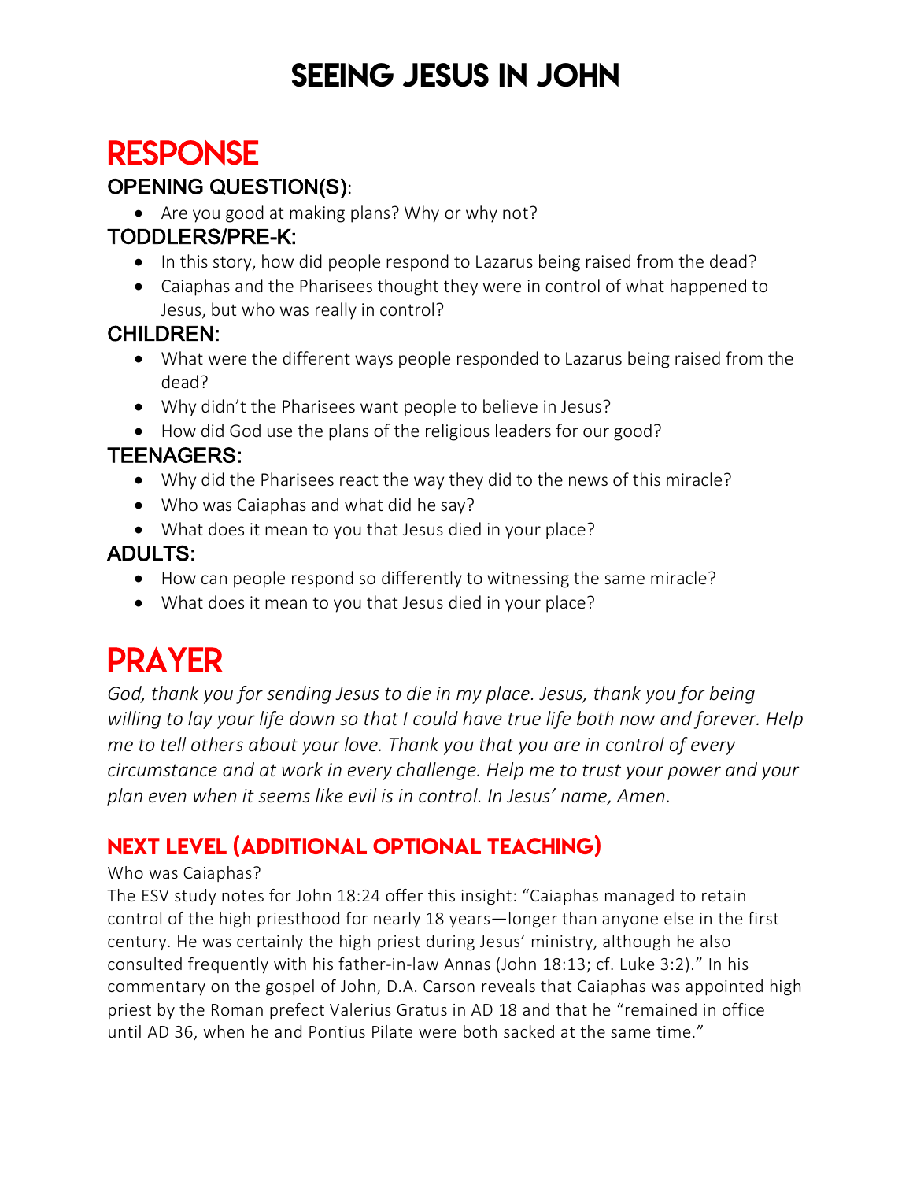# SEEING JESUS IN JOHN

## RESPONSE

### OPENING QUESTION(S):

- Are you good at making plans? Why or why not?

### TODDLERS/PRE-K:

- In this story, how did people respond to Lazarus being raised from the dead?
- Caiaphas and the Pharisees thought they were in control of what happened to Jesus, but who was really in control?

### CHILDREN:

- What were the different ways people responded to Lazarus being raised from the dead?
- Why didn't the Pharisees want people to believe in Jesus?
- How did God use the plans of the religious leaders for our good?

### TEENAGERS:

- Why did the Pharisees react the way they did to the news of this miracle?
- Who was Caiaphas and what did he say?
- What does it mean to you that Jesus died in your place?

### ADULTS:

- How can people respond so differently to witnessing the same miracle?
- What does it mean to you that Jesus died in your place?

## PRAYER

*God, thank you for sending Jesus to die in my place. Jesus, thank you for being willing to lay your life down so that I could have true life both now and forever. Help me to tell others about your love. Thank you that you are in control of every circumstance and at work in every challenge. Help me to trust your power and your plan even when it seems like evil is in control. In Jesus' name, Amen.*

### NEXT LEVEL (ADDITIONAL OPTIONAL TEACHING)

Who was Caiaphas?

The ESV study notes for John 18:24 offer this insight: "Caiaphas managed to retain control of the high priesthood for nearly 18 years—longer than anyone else in the first century. He was certainly the high priest during Jesus' ministry, although he also consulted frequently with his father-in-law Annas (John 18:13; cf. Luke 3:2)." In his commentary on the gospel of John, D.A. Carson reveals that Caiaphas was appointed high priest by the Roman prefect Valerius Gratus in AD 18 and that he "remained in office until AD 36, when he and Pontius Pilate were both sacked at the same time."